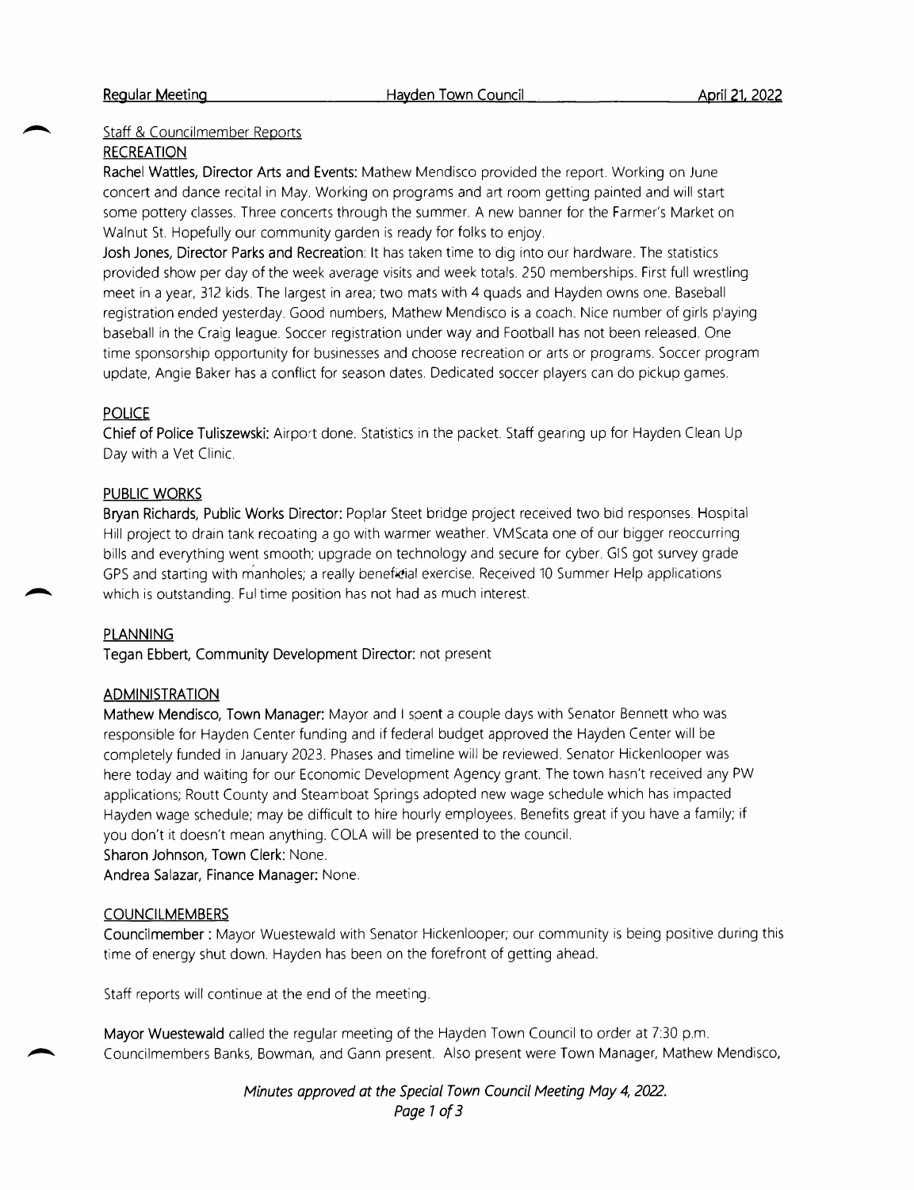## Staff & Councilmember Reports

### RECREATION

**Rachel Wattles, Director Arts and Events:** Mathew Mendisco provided the report. Working on June concert and dance recital in May. Working on programs and art room getting painted and will start some pottery classes. Three concerts through the summer. A new banner for the Farmer's Market on Walnut St. Hopefully our community garden is ready for folks to enjoy.

**Josh Jones, Director Parks and Recreation:** It has taken time to dig into our hardware. The statistics provided show per day of the week average visits and week totals. 250 memberships. First full wrestling meet in a year, 312 kids. The largest in area; two mats with 4 quads and Hayden owns one. Baseball registration ended yesterday. Good numbers, Mathew Mendisco is a coach. Nice number of girls playing baseball in the Craig league. Soccer registration under way and Football has not been released. One time sponsorship opportunity for businesses and choose recreation or arts or programs. Soccer program update, Angie Baker has a conflict for season dates. Dedicated soccer players can do pickup games.

### POLICE

**Chief of Police Tuliszewski:** Airport done. Statistics in the packet. Staff gearing up for Hayden Clean Up Day with a Vet Clinic.

### PUBLIC WORKS

**Bryan Richards, Public Works Director:** Poplar Steet bridge project received two bid responses. Hospital Hill project to drain tank recoating a go with warmer weather. VMScata one of our bigger reoccurring bills and everything went smooth; upgrade on technology and secure for cyber. GIS got survey grade GPS and starting with manholes; a really beneficial exercise. Received 10 Summer Help applications which is outstanding. Ful time position has not had as much interest.

### PLANNING

**Tegan Ebbert, Community Development Director:** not present

### ADMINISTRATION

**Mathew Mendisco, Town Manager:** Mayor and I spent a couple days with Senator Bennett who was responsible for Hayden Center funding and if federal budget approved the Hayden Center will be completely funded in January 2023. Phases and timeline will be reviewed. Senator Hickenlooper was here today and waiting for our Economic Development Agency grant. The town hasn't received any PW applications; Routt County and Steamboat Springs adopted new wage schedule which has impacted Hayden wage schedule; may be difficult to hire hourly employees. Benefits great if you have a family; if you don't it doesn't mean anything. COLA will be presented to the council.

**Sharon Johnson, Town Clerk:** None.

**Andrea Salazar, Finance Manager:** None.

### COUNCILMEMBERS

**Councilmember :** Mayor Wuestewald with Senator Hickenlooper; our community is being positive during this time of energy shut down. Hayden has been on the forefront of getting ahead.

Staff reports will continue at the end of the meeting.

**Mayor Wuestewald** called the regular meeting of the Hayden Town Council to order at 7:30 p.m. Councilmembers Banks, Bowman, and Gann present. Also present were Town Manager, Mathew Mendisco,

*Minutes approved at the Special Town Council Meeting May 4, 2022.*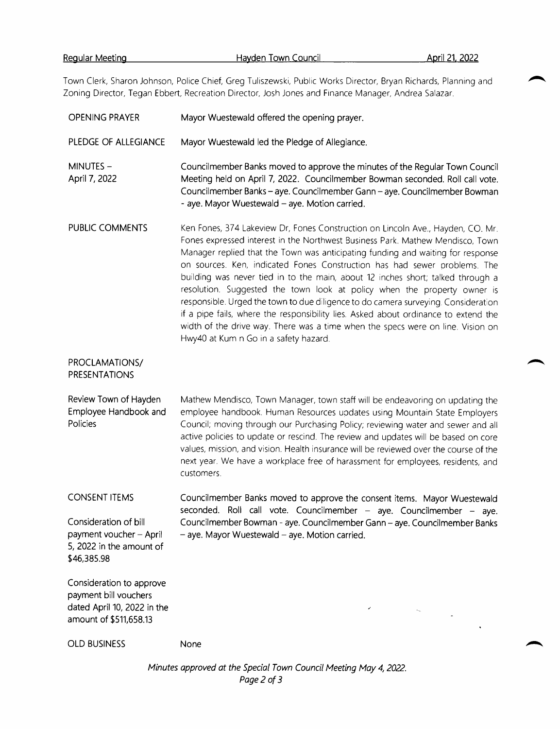Town Clerk, Sharon Johnson, Police Chief, Greg Tuliszewski, Public Works Director, Bryan Richards, Planning and Zoning Director, Tegan Ebbert, Recreation Director, Josh Jones and Finance Manager, Andrea Salazar.

| | |
|---|---|
| OPENING PRAYER | Mayor Wuestewald offered the opening prayer. |
| PLEDGE OF ALLEGIANCE | Mayor Wuestewald led the Pledge of Allegiance. |
| MINUTES – April 7, 2022 | Councilmember Banks moved to approve the minutes of the Regular Town Council Meeting held on April 7, 2022. Councilmember Bowman seconded. Roll call vote. Councilmember Banks – aye. Councilmember Gann – aye. Councilmember Bowman - aye. Mayor Wuestewald – aye. Motion carried. |
| PUBLIC COMMENTS | Ken Fones, 374 Lakeview Dr, Fones Construction on Lincoln Ave., Hayden, CO. Mr. Fones expressed interest in the Northwest Business Park. Mathew Mendisco, Town Manager replied that the Town was anticipating funding and waiting for response on sources. Ken, indicated Fones Construction has had sewer problems. The building was never tied in to the main, about 12 inches short; talked through a resolution. Suggested the town look at policy when the property owner is responsible. Urged the town to due diligence to do camera surveying. Consideration if a pipe fails, where the responsibility lies. Asked about ordinance to extend the width of the drive way. There was a time when the specs were on line. Vision on Hwy40 at Kum n Go in a safety hazard. |
| PROCLAMATIONS/ PRESENTATIONS | |
| Review Town of Hayden Employee Handbook and Policies | Mathew Mendisco, Town Manager, town staff will be endeavoring on updating the employee handbook. Human Resources updates using Mountain State Employers Council; moving through our Purchasing Policy; reviewing water and sewer and all active policies to update or rescind. The review and updates will be based on core values, mission, and vision. Health insurance will be reviewed over the course of the next year. We have a workplace free of harassment for employees, residents, and customers. |
| CONSENT ITEMS<br><br>Consideration of bill payment voucher – April 5, 2022 in the amount of $46,385.98<br><br>Consideration to approve payment bill vouchers dated April 10, 2022 in the amount of $511,658.13 | Councilmember Banks moved to approve the consent items. Mayor Wuestewald seconded. Roll call vote. Councilmember – aye. Councilmember – aye. Councilmember Bowman - aye. Councilmember Gann – aye. Councilmember Banks – aye. Mayor Wuestewald – aye. Motion carried. |
| OLD BUSINESS | None |

*Minutes approved at the Special Town Council Meeting May 4, 2022.*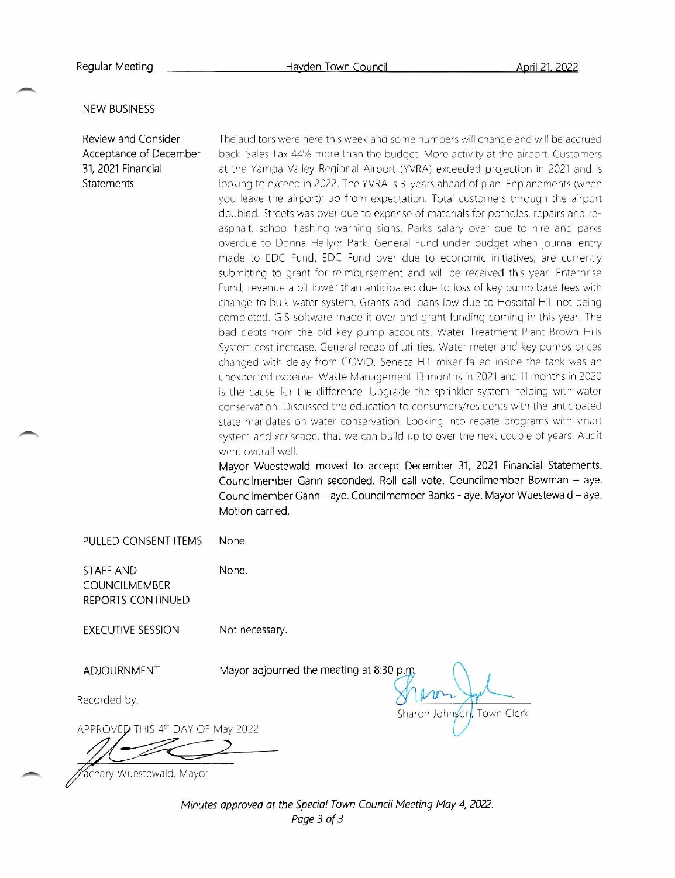NEW BUSINESS

**Review and Consider Acceptance of December 31, 2021 Financial Statements**

The auditors were here this week and some numbers will change and will be accrued back. Sales Tax 44% more than the budget. More activity at the airport. Customers at the Yampa Valley Regional Airport (YVRA) exceeded projection in 2021 and is looking to exceed in 2022. The YVRA is 3-years ahead of plan. Enplanements (when you leave the airport); up from expectation. Total customers through the airport doubled. Streets was over due to expense of materials for potholes, repairs and re-asphalt, school flashing warning signs. Parks salary over due to hire and parks overdue to Donna Hellyer Park. General Fund under budget when journal entry made to EDC Fund. EDC Fund over due to economic initiatives; are currently submitting to grant for reimbursement and will be received this year. Enterprise Fund, revenue a bit lower than anticipated due to loss of key pump base fees with change to bulk water system. Grants and loans low due to Hospital Hill not being completed. GIS software made it over and grant funding coming in this year. The bad debts from the old key pump accounts. Water Treatment Plant Brown Hills System cost increase. General recap of utilities. Water meter and key pumps prices changed with delay from COVID. Seneca Hill mixer failed inside the tank was an unexpected expense. Waste Management 13 months in 2021 and 11 months in 2020 is the cause for the difference. Upgrade the sprinkler system helping with water conservation. Discussed the education to consumers/residents with the anticipated state mandates on water conservation. Looking into rebate programs with smart system and xeriscape, that we can build up to over the next couple of years. Audit went overall well.

Mayor Wuestewald moved to accept December 31, 2021 Financial Statements. Councilmember Gann seconded. Roll call vote. Councilmember Bowman – aye. Councilmember Gann – aye. Councilmember Banks - aye. Mayor Wuestewald – aye. Motion carried.

PULLED CONSENT ITEMS — None.

STAFF AND COUNCILMEMBER REPORTS CONTINUED — None.

EXECUTIVE SESSION — Not necessary.

ADJOURNMENT — Mayor adjourned the meeting at 8:30 p.m.

Recorded by:

Sharon Johnson, Town Clerk

APPROVED THIS 4th DAY OF May 2022.

Zachary Wuestewald, Mayor

*Minutes approved at the Special Town Council Meeting May 4, 2022.*